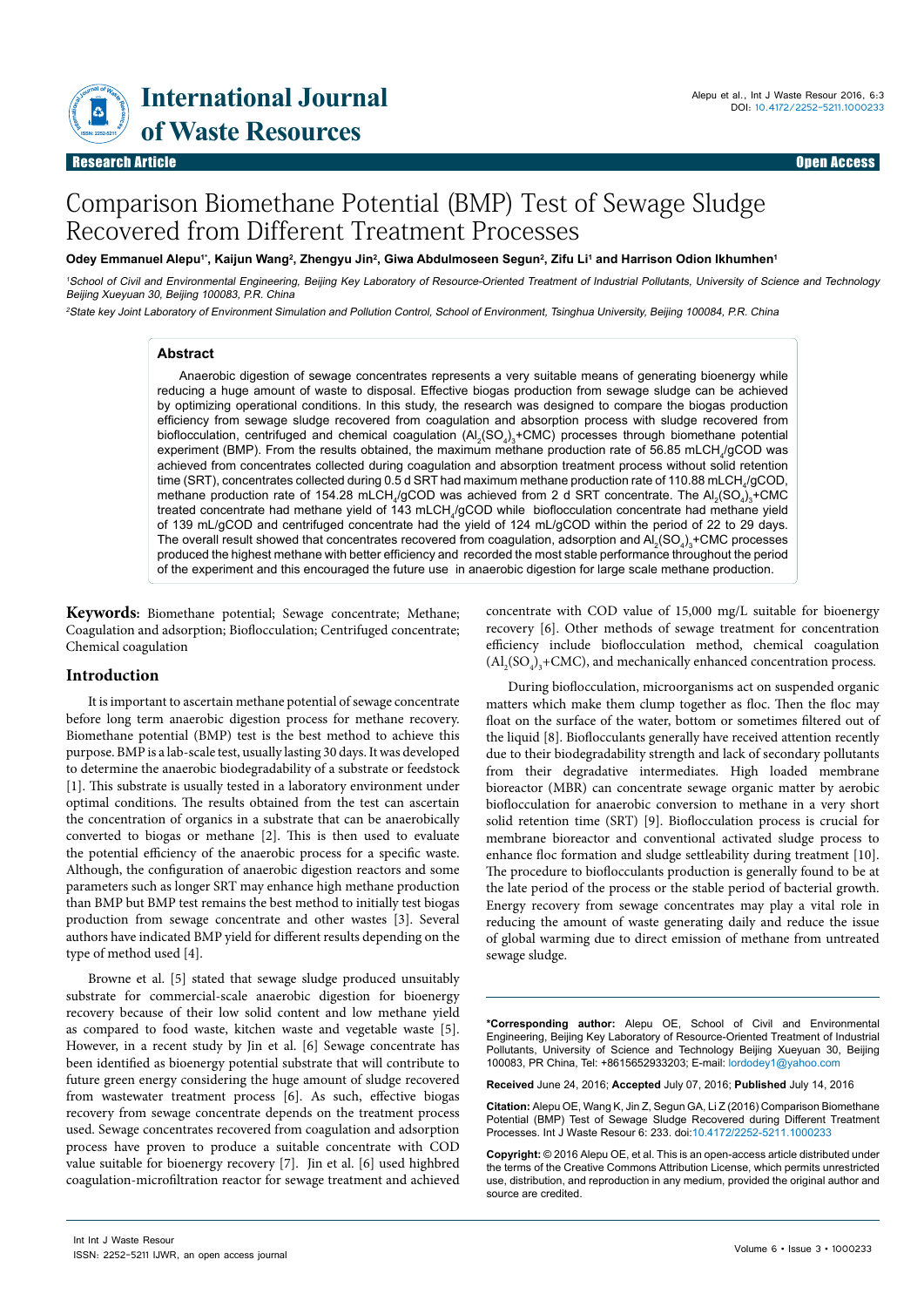# International Journal of Waste Resources

**Research Article** **Open Access**

# Comparison Biomethane Potential (BMP) Test of Sewage Sludge Recovered from Different Treatment Processes

**Odey Emmanuel Alepu[1*], Kaijun Wang[2], Zhengyu Jin[2], Giwa Abdulmoseen Segun[2], Zifu Li[1] and Harrison Odion Ikhumhen[1]**

[1]*School of Civil and Environmental Engineering, Beijing Key Laboratory of Resource-Oriented Treatment of Industrial Pollutants, University of Science and Technology Beijing Xueyuan 30, Beijing 100083, P.R. China*

[2]*State key Joint Laboratory of Environment Simulation and Pollution Control, School of Environment, Tsinghua University, Beijing 100084, P.R. China*

## Abstract

Anaerobic digestion of sewage concentrates represents a very suitable means of generating bioenergy while reducing a huge amount of waste to disposal. Effective biogas production from sewage sludge can be achieved by optimizing operational conditions. In this study, the research was designed to compare the biogas production efficiency from sewage sludge recovered from coagulation and absorption process with sludge recovered from bioflocculation, centrifuged and chemical coagulation ($Al_2(SO_4)_3$+CMC) processes through biomethane potential experiment (BMP). From the results obtained, the maximum methane production rate of 56.85 $mLCH_4/gCOD$ was achieved from concentrates collected during coagulation and absorption treatment process without solid retention time (SRT), concentrates collected during 0.5 d SRT had maximum methane production rate of 110.88 $mLCH_4/gCOD$, methane production rate of 154.28 $mLCH_4/gCOD$ was achieved from 2 d SRT concentrate. The $Al_2(SO_4)_3$+CMC treated concentrate had methane yield of 143 $mLCH_4/gCOD$ while bioflocculation concentrate had methane yield of 139 mL/gCOD and centrifuged concentrate had the yield of 124 mL/gCOD within the period of 22 to 29 days. The overall result showed that concentrates recovered from coagulation, adsorption and $Al_2(SO_4)_3$+CMC processes produced the highest methane with better efficiency and recorded the most stable performance throughout the period of the experiment and this encouraged the future use in anaerobic digestion for large scale methane production.

**Keywords:** Biomethane potential; Sewage concentrate; Methane; Coagulation and adsorption; Bioflocculation; Centrifuged concentrate; Chemical coagulation

## Introduction

It is important to ascertain methane potential of sewage concentrate before long term anaerobic digestion process for methane recovery. Biomethane potential (BMP) test is the best method to achieve this purpose. BMP is a lab-scale test, usually lasting 30 days. It was developed to determine the anaerobic biodegradability of a substrate or feedstock [1]. This substrate is usually tested in a laboratory environment under optimal conditions. The results obtained from the test can ascertain the concentration of organics in a substrate that can be anaerobically converted to biogas or methane [2]. This is then used to evaluate the potential efficiency of the anaerobic process for a specific waste. Although, the configuration of anaerobic digestion reactors and some parameters such as longer SRT may enhance high methane production than BMP but BMP test remains the best method to initially test biogas production from sewage concentrate and other wastes [3]. Several authors have indicated BMP yield for different results depending on the type of method used [4].

Browne et al. [5] stated that sewage sludge produced unsuitably substrate for commercial-scale anaerobic digestion for bioenergy recovery because of their low solid content and low methane yield as compared to food waste, kitchen waste and vegetable waste [5]. However, in a recent study by Jin et al. [6] Sewage concentrate has been identified as bioenergy potential substrate that will contribute to future green energy considering the huge amount of sludge recovered from wastewater treatment process [6]. As such, effective biogas recovery from sewage concentrate depends on the treatment process used. Sewage concentrates recovered from coagulation and adsorption process have proven to produce a suitable concentrate with COD value suitable for bioenergy recovery [7]. Jin et al. [6] used highbred coagulation-microfiltration reactor for sewage treatment and achieved concentrate with COD value of 15,000 mg/L suitable for bioenergy recovery [6]. Other methods of sewage treatment for concentration efficiency include bioflocculation method, chemical coagulation ($Al_2(SO_4)_3$+CMC), and mechanically enhanced concentration process.

During bioflocculation, microorganisms act on suspended organic matters which make them clump together as floc. Then the floc may float on the surface of the water, bottom or sometimes filtered out of the liquid [8]. Bioflocculants generally have received attention recently due to their biodegradability strength and lack of secondary pollutants from their degradative intermediates. High loaded membrane bioreactor (MBR) can concentrate sewage organic matter by aerobic bioflocculation for anaerobic conversion to methane in a very short solid retention time (SRT) [9]. Bioflocculation process is crucial for membrane bioreactor and conventional activated sludge process to enhance floc formation and sludge settleability during treatment [10]. The procedure to bioflocculants production is generally found to be at the late period of the process or the stable period of bacterial growth. Energy recovery from sewage concentrates may play a vital role in reducing the amount of waste generating daily and reduce the issue of global warming due to direct emission of methane from untreated sewage sludge.

---

**\*Corresponding author:** Alepu OE, School of Civil and Environmental Engineering, Beijing Key Laboratory of Resource-Oriented Treatment of Industrial Pollutants, University of Science and Technology Beijing Xueyuan 30, Beijing 100083, PR China, Tel: +8615652933203; E-mail: lordodey1@yahoo.com

**Received** June 24, 2016; **Accepted** July 07, 2016; **Published** July 14, 2016

**Citation:** Alepu OE, Wang K, Jin Z, Segun GA, Li Z (2016) Comparison Biomethane Potential (BMP) Test of Sewage Sludge Recovered during Different Treatment Processes. Int J Waste Resour 6: 233. doi:10.4172/2252-5211.1000233

**Copyright:** © 2016 Alepu OE, et al. This is an open-access article distributed under the terms of the Creative Commons Attribution License, which permits unrestricted use, distribution, and reproduction in any medium, provided the original author and source are credited.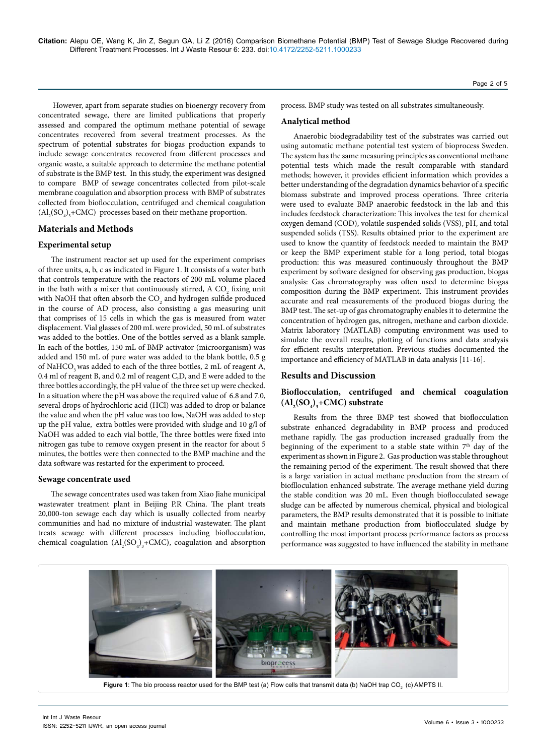However, apart from separate studies on bioenergy recovery from concentrated sewage, there are limited publications that properly assessed and compared the optimum methane potential of sewage concentrates recovered from several treatment processes. As the spectrum of potential substrates for biogas production expands to include sewage concentrates recovered from different processes and organic waste, a suitable approach to determine the methane potential of substrate is the BMP test. In this study, the experiment was designed to compare BMP of sewage concentrates collected from pilot-scale membrane coagulation and absorption process with BMP of substrates collected from bioflocculation, centrifuged and chemical coagulation ($Al_2(SO_4)_3$+CMC) processes based on their methane proportion.

## Materials and Methods

### Experimental setup

The instrument reactor set up used for the experiment comprises of three units, a, b, c as indicated in Figure 1. It consists of a water bath that controls temperature with the reactors of 200 mL volume placed in the bath with a mixer that continuously stirred, A $CO_2$ fixing unit with NaOH that often absorb the $CO_2$ and hydrogen sulfide produced in the course of AD process, also consisting a gas measuring unit that comprises of 15 cells in which the gas is measured from water displacement. Vial glasses of 200 mL were provided, 50 mL of substrates was added to the bottles. One of the bottles served as a blank sample. In each of the bottles, 150 mL of BMP activator (microorganism) was added and 150 mL of pure water was added to the blank bottle, 0.5 g of $NaHCO_3$ was added to each of the three bottles, 2 mL of reagent A, 0.4 ml of reagent B, and 0.2 ml of reagent C,D, and E were added to the three bottles accordingly, the pH value of the three set up were checked. In a situation where the pH was above the required value of 6.8 and 7.0, several drops of hydrochloric acid (HCl) was added to drop or balance the value and when the pH value was too low, NaOH was added to step up the pH value, extra bottles were provided with sludge and 10 g/l of NaOH was added to each vial bottle, The three bottles were fixed into nitrogen gas tube to remove oxygen present in the reactor for about 5 minutes, the bottles were then connected to the BMP machine and the data software was restarted for the experiment to proceed.

### Sewage concentrate used

The sewage concentrates used was taken from Xiao Jiahe municipal wastewater treatment plant in Beijing P.R China. The plant treats 20,000-ton sewage each day which is usually collected from nearby communities and had no mixture of industrial wastewater. The plant treats sewage with different processes including bioflocculation, chemical coagulation ($Al_2(SO_4)_3$+CMC), coagulation and absorption process. BMP study was tested on all substrates simultaneously.

### Analytical method

Anaerobic biodegradability test of the substrates was carried out using automatic methane potential test system of bioprocess Sweden. The system has the same measuring principles as conventional methane potential tests which made the result comparable with standard methods; however, it provides efficient information which provides a better understanding of the degradation dynamics behavior of a specific biomass substrate and improved process operations. Three criteria were used to evaluate BMP anaerobic feedstock in the lab and this includes feedstock characterization: This involves the test for chemical oxygen demand (COD), volatile suspended solids (VSS), pH, and total suspended solids (TSS). Results obtained prior to the experiment are used to know the quantity of feedstock needed to maintain the BMP or keep the BMP experiment stable for a long period, total biogas production: this was measured continuously throughout the BMP experiment by software designed for observing gas production, biogas analysis: Gas chromatography was often used to determine biogas composition during the BMP experiment. This instrument provides accurate and real measurements of the produced biogas during the BMP test. The set-up of gas chromatography enables it to determine the concentration of hydrogen gas, nitrogen, methane and carbon dioxide. Matrix laboratory (MATLAB) computing environment was used to simulate the overall results, plotting of functions and data analysis for efficient results interpretation. Previous studies documented the importance and efficiency of MATLAB in data analysis [11-16].

## Results and Discussion

### Bioflocculation, centrifuged and chemical coagulation ($Al_2(SO_4)_3$+CMC) substrate

Results from the three BMP test showed that bioflocculation substrate enhanced degradability in BMP process and produced methane rapidly. The gas production increased gradually from the beginning of the experiment to a stable state within 7th day of the experiment as shown in Figure 2. Gas production was stable throughout the remaining period of the experiment. The result showed that there is a large variation in actual methane production from the stream of bioflocculation enhanced substrate. The average methane yield during the stable condition was 20 mL. Even though bioflocculated sewage sludge can be affected by numerous chemical, physical and biological parameters, the BMP results demonstrated that it is possible to initiate and maintain methane production from bioflocculated sludge by controlling the most important process performance factors as process performance was suggested to have influenced the stability in methane

**Figure 1**: The bio process reactor used for the BMP test (a) Flow cells that transmit data (b) NaOH trap $CO_2$ (c) AMPTS II.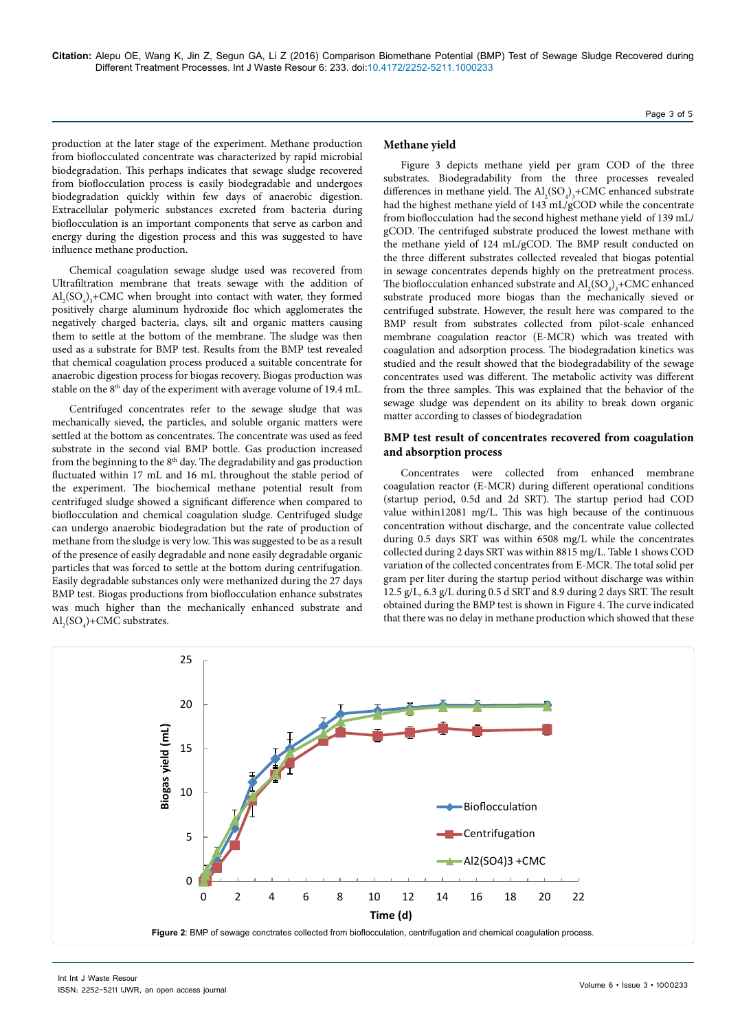production at the later stage of the experiment. Methane production from bioflocculated concentrate was characterized by rapid microbial biodegradation. This perhaps indicates that sewage sludge recovered from bioflocculation process is easily biodegradable and undergoes biodegradation quickly within few days of anaerobic digestion. Extracellular polymeric substances excreted from bacteria during bioflocculation is an important components that serve as carbon and energy during the digestion process and this was suggested to have influence methane production.

Chemical coagulation sewage sludge used was recovered from Ultrafiltration membrane that treats sewage with the addition of $Al_2(SO_4)_3$+CMC when brought into contact with water, they formed positively charge aluminum hydroxide floc which agglomerates the negatively charged bacteria, clays, silt and organic matters causing them to settle at the bottom of the membrane. The sludge was then used as a substrate for BMP test. Results from the BMP test revealed that chemical coagulation process produced a suitable concentrate for anaerobic digestion process for biogas recovery. Biogas production was stable on the 8th day of the experiment with average volume of 19.4 mL.

Centrifuged concentrates refer to the sewage sludge that was mechanically sieved, the particles, and soluble organic matters were settled at the bottom as concentrates. The concentrate was used as feed substrate in the second vial BMP bottle. Gas production increased from the beginning to the 8th day. The degradability and gas production fluctuated within 17 mL and 16 mL throughout the stable period of the experiment. The biochemical methane potential result from centrifuged sludge showed a significant difference when compared to bioflocculation and chemical coagulation sludge. Centrifuged sludge can undergo anaerobic biodegradation but the rate of production of methane from the sludge is very low. This was suggested to be as a result of the presence of easily degradable and none easily degradable organic particles that was forced to settle at the bottom during centrifugation. Easily degradable substances only were methanized during the 27 days BMP test. Biogas productions from bioflocculation enhance substrates was much higher than the mechanically enhanced substrate and $Al_2(SO_4)$+CMC substrates.

## Methane yield

Figure 3 depicts methane yield per gram COD of the three substrates. Biodegradability from the three processes revealed differences in methane yield. The $Al_2(SO_4)_3$+CMC enhanced substrate had the highest methane yield of 143 mL/gCOD while the concentrate from bioflocculation had the second highest methane yield of 139 mL/gCOD. The centrifuged substrate produced the lowest methane with the methane yield of 124 mL/gCOD. The BMP result conducted on the three different substrates collected revealed that biogas potential in sewage concentrates depends highly on the pretreatment process. The bioflocculation enhanced substrate and $Al_2(SO_4)_3$+CMC enhanced substrate produced more biogas than the mechanically sieved or centrifuged substrate. However, the result here was compared to the BMP result from substrates collected from pilot-scale enhanced membrane coagulation reactor (E-MCR) which was treated with coagulation and adsorption process. The biodegradation kinetics was studied and the result showed that the biodegradability of the sewage concentrates used was different. The metabolic activity was different from the three samples. This was explained that the behavior of the sewage sludge was dependent on its ability to break down organic matter according to classes of biodegradation

## BMP test result of concentrates recovered from coagulation and absorption process

Concentrates were collected from enhanced membrane coagulation reactor (E-MCR) during different operational conditions (startup period, 0.5d and 2d SRT). The startup period had COD value within12081 mg/L. This was high because of the continuous concentration without discharge, and the concentrate value collected during 0.5 days SRT was within 6508 mg/L while the concentrates collected during 2 days SRT was within 8815 mg/L. Table 1 shows COD variation of the collected concentrates from E-MCR. The total solid per gram per liter during the startup period without discharge was within 12.5 g/L, 6.3 g/L during 0.5 d SRT and 8.9 during 2 days SRT. The result obtained during the BMP test is shown in Figure 4. The curve indicated that there was no delay in methane production which showed that these

**Figure 2**: BMP of sewage conctrates collected from bioflocculation, centrifugation and chemical coagulation process.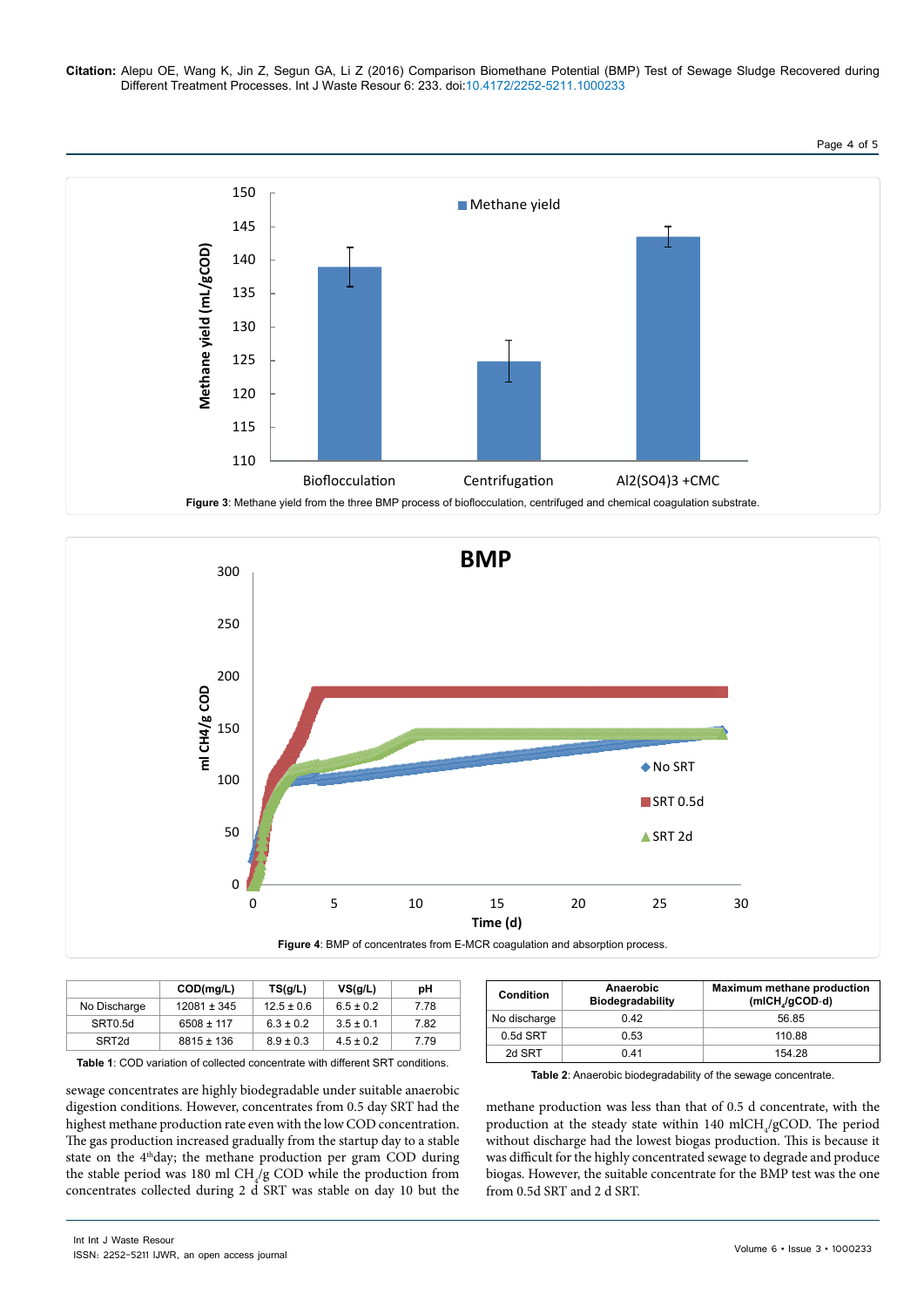Figure 3: Methane yield from the three BMP process of bioflocculation, centrifuged and chemical coagulation substrate.

Figure 4: BMP of concentrates from E-MCR coagulation and absorption process.

|  | COD(mg/L) | TS(g/L) | VS(g/L) | pH |
|---|---|---|---|---|
| No Discharge | 12081 ± 345 | 12.5 ± 0.6 | 6.5 ± 0.2 | 7.78 |
| SRT0.5d | 6508 ± 117 | 6.3 ± 0.2 | 3.5 ± 0.1 | 7.82 |
| SRT2d | 8815 ± 136 | 8.9 ± 0.3 | 4.5 ± 0.2 | 7.79 |

**Table 1**: COD variation of collected concentrate with different SRT conditions.

| Condition | Anaerobic Biodegradability | Maximum methane production ($mlCH_4/gCOD$-d) |
|---|---|---|
| No discharge | 0.42 | 56.85 |
| 0.5d SRT | 0.53 | 110.88 |
| 2d SRT | 0.41 | 154.28 |

**Table 2**: Anaerobic biodegradability of the sewage concentrate.

sewage concentrates are highly biodegradable under suitable anaerobic digestion conditions. However, concentrates from 0.5 day SRT had the highest methane production rate even with the low COD concentration. The gas production increased gradually from the startup day to a stable state on the 4th day; the methane production per gram COD during the stable period was 180 ml $CH_4$/g COD while the production from concentrates collected during 2 d SRT was stable on day 10 but the methane production was less than that of 0.5 d concentrate, with the production at the steady state within 140 $mlCH_4$/gCOD. The period without discharge had the lowest biogas production. This is because it was difficult for the highly concentrated sewage to degrade and produce biogas. However, the suitable concentrate for the BMP test was the one from 0.5d SRT and 2 d SRT.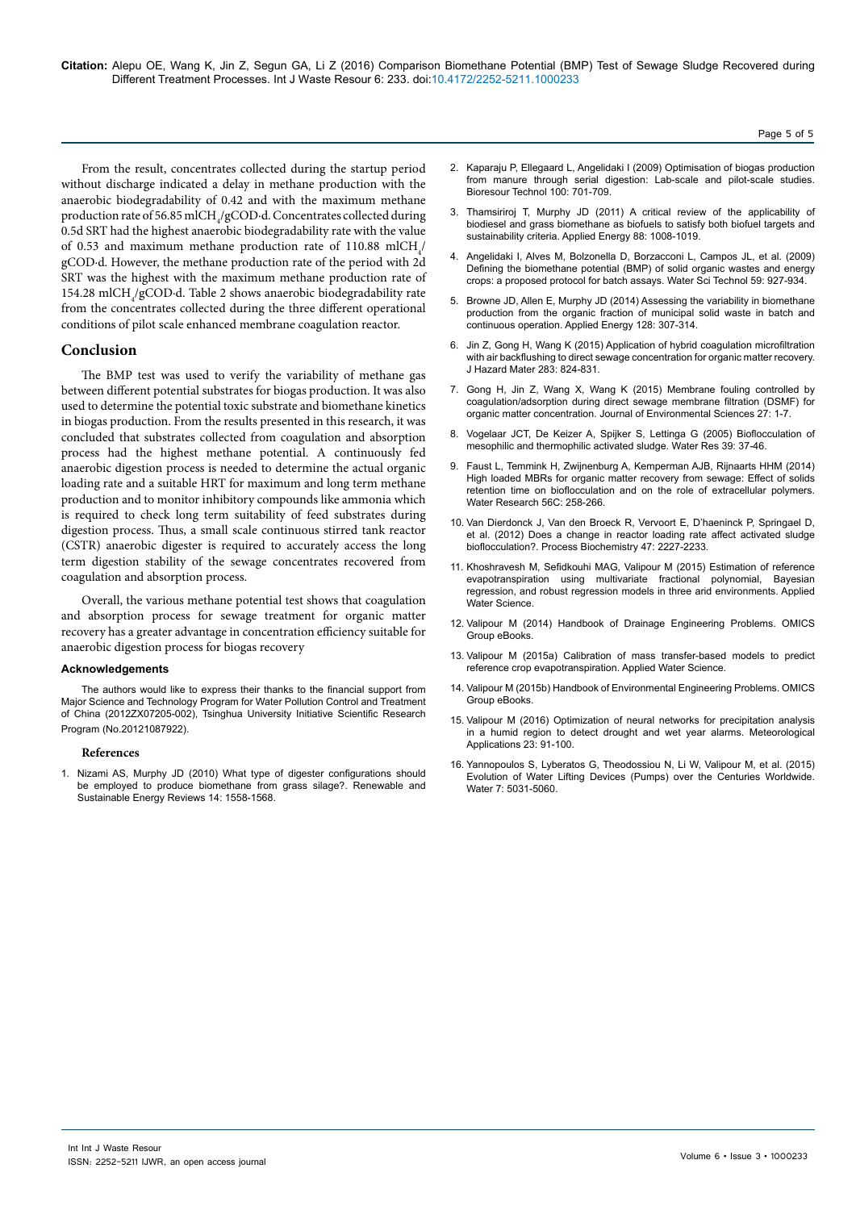From the result, concentrates collected during the startup period without discharge indicated a delay in methane production with the anaerobic biodegradability of 0.42 and with the maximum methane production rate of 56.85 ml$CH_4$/gCOD·d. Concentrates collected during 0.5d SRT had the highest anaerobic biodegradability rate with the value of 0.53 and maximum methane production rate of 110.88 ml$CH_4$/gCOD·d. However, the methane production rate of the period with 2d SRT was the highest with the maximum methane production rate of 154.28 ml$CH_4$/gCOD·d. Table 2 shows anaerobic biodegradability rate from the concentrates collected during the three different operational conditions of pilot scale enhanced membrane coagulation reactor.

## Conclusion

The BMP test was used to verify the variability of methane gas between different potential substrates for biogas production. It was also used to determine the potential toxic substrate and biomethane kinetics in biogas production. From the results presented in this research, it was concluded that substrates collected from coagulation and absorption process had the highest methane potential. A continuously fed anaerobic digestion process is needed to determine the actual organic loading rate and a suitable HRT for maximum and long term methane production and to monitor inhibitory compounds like ammonia which is required to check long term suitability of feed substrates during digestion process. Thus, a small scale continuous stirred tank reactor (CSTR) anaerobic digester is required to accurately access the long term digestion stability of the sewage concentrates recovered from coagulation and absorption process.

Overall, the various methane potential test shows that coagulation and absorption process for sewage treatment for organic matter recovery has a greater advantage in concentration efficiency suitable for anaerobic digestion process for biogas recovery

### Acknowledgements

The authors would like to express their thanks to the financial support from Major Science and Technology Program for Water Pollution Control and Treatment of China (2012ZX07205-002), Tsinghua University Initiative Scientific Research Program (No.20121087922).

### References

1. Nizami AS, Murphy JD (2010) What type of digester configurations should be employed to produce biomethane from grass silage?. Renewable and Sustainable Energy Reviews 14: 1558-1568.
2. Kaparaju P, Ellegaard L, Angelidaki I (2009) Optimisation of biogas production from manure through serial digestion: Lab-scale and pilot-scale studies. Bioresour Technol 100: 701-709.
3. Thamsiriroj T, Murphy JD (2011) A critical review of the applicability of biodiesel and grass biomethane as biofuels to satisfy both biofuel targets and sustainability criteria. Applied Energy 88: 1008-1019.
4. Angelidaki I, Alves M, Bolzonella D, Borzacconi L, Campos JL, et al. (2009) Defining the biomethane potential (BMP) of solid organic wastes and energy crops: a proposed protocol for batch assays. Water Sci Technol 59: 927-934.
5. Browne JD, Allen E, Murphy JD (2014) Assessing the variability in biomethane production from the organic fraction of municipal solid waste in batch and continuous operation. Applied Energy 128: 307-314.
6. Jin Z, Gong H, Wang K (2015) Application of hybrid coagulation microfiltration with air backflushing to direct sewage concentration for organic matter recovery. J Hazard Mater 283: 824-831.
7. Gong H, Jin Z, Wang X, Wang K (2015) Membrane fouling controlled by coagulation/adsorption during direct sewage membrane filtration (DSMF) for organic matter concentration. Journal of Environmental Sciences 27: 1-7.
8. Vogelaar JCT, De Keizer A, Spijker S, Lettinga G (2005) Bioflocculation of mesophilic and thermophilic activated sludge. Water Res 39: 37-46.
9. Faust L, Temmink H, Zwijnenburg A, Kemperman AJB, Rijnaarts HHM (2014) High loaded MBRs for organic matter recovery from sewage: Effect of solids retention time on bioflocculation and on the role of extracellular polymers. Water Research 56C: 258-266.
10. Van Dierdonck J, Van den Broeck R, Vervoort E, D'haeninck P, Springael D, et al. (2012) Does a change in reactor loading rate affect activated sludge bioflocculation?. Process Biochemistry 47: 2227-2233.
11. Khoshravesh M, Sefidkouhi MAG, Valipour M (2015) Estimation of reference evapotranspiration using multivariate fractional polynomial, Bayesian regression, and robust regression models in three arid environments. Applied Water Science.
12. Valipour M (2014) Handbook of Drainage Engineering Problems. OMICS Group eBooks.
13. Valipour M (2015a) Calibration of mass transfer-based models to predict reference crop evapotranspiration. Applied Water Science.
14. Valipour M (2015b) Handbook of Environmental Engineering Problems. OMICS Group eBooks.
15. Valipour M (2016) Optimization of neural networks for precipitation analysis in a humid region to detect drought and wet year alarms. Meteorological Applications 23: 91-100.
16. Yannopoulos S, Lyberatos G, Theodossiou N, Li W, Valipour M, et al. (2015) Evolution of Water Lifting Devices (Pumps) over the Centuries Worldwide. Water 7: 5031-5060.